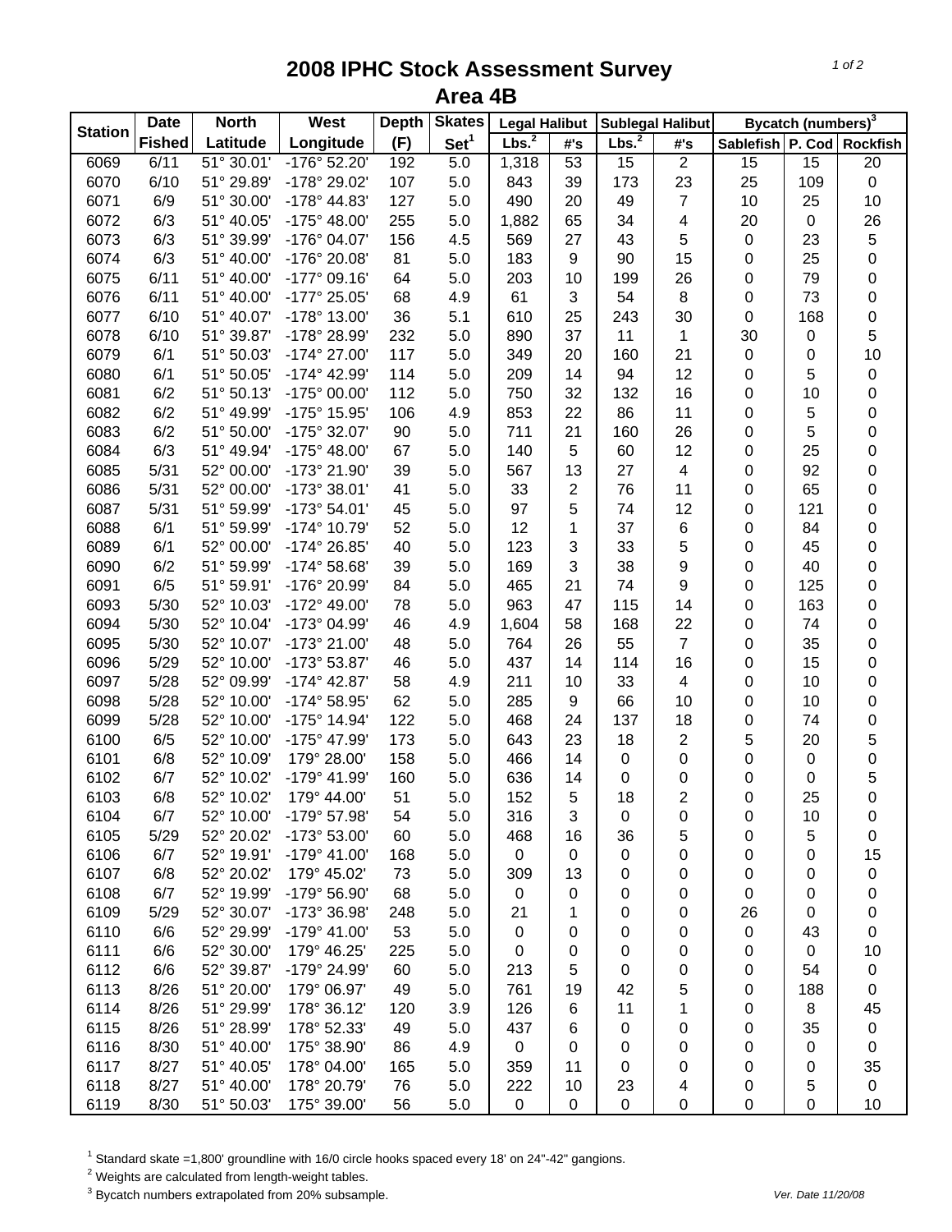# 2008 IPHC Stock Assessment Survey

## Area 4B

| Station | Date | North | West | Depth | Skates | Legal Halibut | | Sublegal Halibut | | Bycatch (numbers)[3] | | |
|---|---|---|---|---|---|---|---|---|---|---|---|---|
| | Fished | Latitude | Longitude | (F) | Set[1] | Lbs.[2] | #'s | Lbs.[2] | #'s | Sablefish | P. Cod | Rockfish |
| 6069 | 6/11 | 51° 30.01' | -176° 52.20' | 192 | 5.0 | 1,318 | 53 | 15 | 2 | 15 | 15 | 20 |
| 6070 | 6/10 | 51° 29.89' | -178° 29.02' | 107 | 5.0 | 843 | 39 | 173 | 23 | 25 | 109 | 0 |
| 6071 | 6/9 | 51° 30.00' | -178° 44.83' | 127 | 5.0 | 490 | 20 | 49 | 7 | 10 | 25 | 10 |
| 6072 | 6/3 | 51° 40.05' | -175° 48.00' | 255 | 5.0 | 1,882 | 65 | 34 | 4 | 20 | 0 | 26 |
| 6073 | 6/3 | 51° 39.99' | -176° 04.07' | 156 | 4.5 | 569 | 27 | 43 | 5 | 0 | 23 | 5 |
| 6074 | 6/3 | 51° 40.00' | -176° 20.08' | 81 | 5.0 | 183 | 9 | 90 | 15 | 0 | 25 | 0 |
| 6075 | 6/11 | 51° 40.00' | -177° 09.16' | 64 | 5.0 | 203 | 10 | 199 | 26 | 0 | 79 | 0 |
| 6076 | 6/11 | 51° 40.00' | -177° 25.05' | 68 | 4.9 | 61 | 3 | 54 | 8 | 0 | 73 | 0 |
| 6077 | 6/10 | 51° 40.07' | -178° 13.00' | 36 | 5.1 | 610 | 25 | 243 | 30 | 0 | 168 | 0 |
| 6078 | 6/10 | 51° 39.87' | -178° 28.99' | 232 | 5.0 | 890 | 37 | 11 | 1 | 30 | 0 | 5 |
| 6079 | 6/1 | 51° 50.03' | -174° 27.00' | 117 | 5.0 | 349 | 20 | 160 | 21 | 0 | 0 | 10 |
| 6080 | 6/1 | 51° 50.05' | -174° 42.99' | 114 | 5.0 | 209 | 14 | 94 | 12 | 0 | 5 | 0 |
| 6081 | 6/2 | 51° 50.13' | -175° 00.00' | 112 | 5.0 | 750 | 32 | 132 | 16 | 0 | 10 | 0 |
| 6082 | 6/2 | 51° 49.99' | -175° 15.95' | 106 | 4.9 | 853 | 22 | 86 | 11 | 0 | 5 | 0 |
| 6083 | 6/2 | 51° 50.00' | -175° 32.07' | 90 | 5.0 | 711 | 21 | 160 | 26 | 0 | 5 | 0 |
| 6084 | 6/3 | 51° 49.94' | -175° 48.00' | 67 | 5.0 | 140 | 5 | 60 | 12 | 0 | 25 | 0 |
| 6085 | 5/31 | 52° 00.00' | -173° 21.90' | 39 | 5.0 | 567 | 13 | 27 | 4 | 0 | 92 | 0 |
| 6086 | 5/31 | 52° 00.00' | -173° 38.01' | 41 | 5.0 | 33 | 2 | 76 | 11 | 0 | 65 | 0 |
| 6087 | 5/31 | 51° 59.99' | -173° 54.01' | 45 | 5.0 | 97 | 5 | 74 | 12 | 0 | 121 | 0 |
| 6088 | 6/1 | 51° 59.99' | -174° 10.79' | 52 | 5.0 | 12 | 1 | 37 | 6 | 0 | 84 | 0 |
| 6089 | 6/1 | 52° 00.00' | -174° 26.85' | 40 | 5.0 | 123 | 3 | 33 | 5 | 0 | 45 | 0 |
| 6090 | 6/2 | 51° 59.99' | -174° 58.68' | 39 | 5.0 | 169 | 3 | 38 | 9 | 0 | 40 | 0 |
| 6091 | 6/5 | 51° 59.91' | -176° 20.99' | 84 | 5.0 | 465 | 21 | 74 | 9 | 0 | 125 | 0 |
| 6093 | 5/30 | 52° 10.03' | -172° 49.00' | 78 | 5.0 | 963 | 47 | 115 | 14 | 0 | 163 | 0 |
| 6094 | 5/30 | 52° 10.04' | -173° 04.99' | 46 | 4.9 | 1,604 | 58 | 168 | 22 | 0 | 74 | 0 |
| 6095 | 5/30 | 52° 10.07' | -173° 21.00' | 48 | 5.0 | 764 | 26 | 55 | 7 | 0 | 35 | 0 |
| 6096 | 5/29 | 52° 10.00' | -173° 53.87' | 46 | 5.0 | 437 | 14 | 114 | 16 | 0 | 15 | 0 |
| 6097 | 5/28 | 52° 09.99' | -174° 42.87' | 58 | 4.9 | 211 | 10 | 33 | 4 | 0 | 10 | 0 |
| 6098 | 5/28 | 52° 10.00' | -174° 58.95' | 62 | 5.0 | 285 | 9 | 66 | 10 | 0 | 10 | 0 |
| 6099 | 5/28 | 52° 10.00' | -175° 14.94' | 122 | 5.0 | 468 | 24 | 137 | 18 | 0 | 74 | 0 |
| 6100 | 6/5 | 52° 10.00' | -175° 47.99' | 173 | 5.0 | 643 | 23 | 18 | 2 | 5 | 20 | 5 |
| 6101 | 6/8 | 52° 10.09' | 179° 28.00' | 158 | 5.0 | 466 | 14 | 0 | 0 | 0 | 0 | 0 |
| 6102 | 6/7 | 52° 10.02' | -179° 41.99' | 160 | 5.0 | 636 | 14 | 0 | 0 | 0 | 0 | 5 |
| 6103 | 6/8 | 52° 10.02' | 179° 44.00' | 51 | 5.0 | 152 | 5 | 18 | 2 | 0 | 25 | 0 |
| 6104 | 6/7 | 52° 10.00' | -179° 57.98' | 54 | 5.0 | 316 | 3 | 0 | 0 | 0 | 10 | 0 |
| 6105 | 5/29 | 52° 20.02' | -173° 53.00' | 60 | 5.0 | 468 | 16 | 36 | 5 | 0 | 5 | 0 |
| 6106 | 6/7 | 52° 19.91' | -179° 41.00' | 168 | 5.0 | 0 | 0 | 0 | 0 | 0 | 0 | 15 |
| 6107 | 6/8 | 52° 20.02' | 179° 45.02' | 73 | 5.0 | 309 | 13 | 0 | 0 | 0 | 0 | 0 |
| 6108 | 6/7 | 52° 19.99' | -179° 56.90' | 68 | 5.0 | 0 | 0 | 0 | 0 | 0 | 0 | 0 |
| 6109 | 5/29 | 52° 30.07' | -173° 36.98' | 248 | 5.0 | 21 | 1 | 0 | 0 | 26 | 0 | 0 |
| 6110 | 6/6 | 52° 29.99' | -179° 41.00' | 53 | 5.0 | 0 | 0 | 0 | 0 | 0 | 43 | 0 |
| 6111 | 6/6 | 52° 30.00' | 179° 46.25' | 225 | 5.0 | 0 | 0 | 0 | 0 | 0 | 0 | 10 |
| 6112 | 6/6 | 52° 39.87' | -179° 24.99' | 60 | 5.0 | 213 | 5 | 0 | 0 | 0 | 54 | 0 |
| 6113 | 8/26 | 51° 20.00' | 179° 06.97' | 49 | 5.0 | 761 | 19 | 42 | 5 | 0 | 188 | 0 |
| 6114 | 8/26 | 51° 29.99' | 178° 36.12' | 120 | 3.9 | 126 | 6 | 11 | 1 | 0 | 8 | 45 |
| 6115 | 8/26 | 51° 28.99' | 178° 52.33' | 49 | 5.0 | 437 | 6 | 0 | 0 | 0 | 35 | 0 |
| 6116 | 8/30 | 51° 40.00' | 175° 38.90' | 86 | 4.9 | 0 | 0 | 0 | 0 | 0 | 0 | 0 |
| 6117 | 8/27 | 51° 40.05' | 178° 04.00' | 165 | 5.0 | 359 | 11 | 0 | 0 | 0 | 0 | 35 |
| 6118 | 8/27 | 51° 40.00' | 178° 20.79' | 76 | 5.0 | 222 | 10 | 23 | 4 | 0 | 5 | 0 |
| 6119 | 8/30 | 51° 50.03' | 175° 39.00' | 56 | 5.0 | 0 | 0 | 0 | 0 | 0 | 0 | 10 |

[1] Standard skate =1,800' groundline with 16/0 circle hooks spaced every 18' on 24"-42" gangions.

[2] Weights are calculated from length-weight tables.

[3] Bycatch numbers extrapolated from 20% subsample.

*Ver. Date 11/20/08*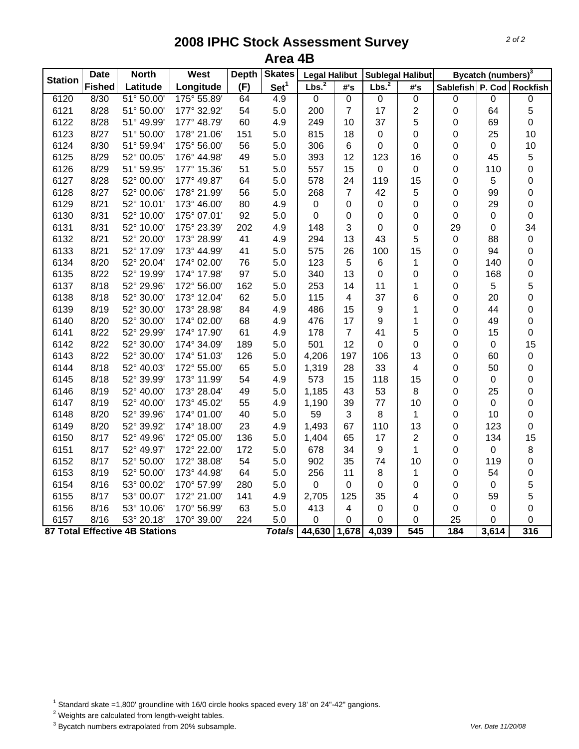# 2008 IPHC Stock Assessment Survey
## Area 4B

| Station | Date | North | West | Depth | Skates | Legal Halibut | | Sublegal Halibut | | Bycatch (numbers)[3] | | |
|---|---|---|---|---|---|---|---|---|---|---|---|---|
| | Fished | Latitude | Longitude | (F) | Set[1] | Lbs.[2] | #'s | Lbs.[2] | #'s | Sablefish | P. Cod | Rockfish |
| 6120 | 8/30 | 51° 50.00' | 175° 55.89' | 64 | 4.9 | 0 | 0 | 0 | 0 | 0 | 0 | 0 |
| 6121 | 8/28 | 51° 50.00' | 177° 32.92' | 54 | 5.0 | 200 | 7 | 17 | 2 | 0 | 64 | 5 |
| 6122 | 8/28 | 51° 49.99' | 177° 48.79' | 60 | 4.9 | 249 | 10 | 37 | 5 | 0 | 69 | 0 |
| 6123 | 8/27 | 51° 50.00' | 178° 21.06' | 151 | 5.0 | 815 | 18 | 0 | 0 | 0 | 25 | 10 |
| 6124 | 8/30 | 51° 59.94' | 175° 56.00' | 56 | 5.0 | 306 | 6 | 0 | 0 | 0 | 0 | 10 |
| 6125 | 8/29 | 52° 00.05' | 176° 44.98' | 49 | 5.0 | 393 | 12 | 123 | 16 | 0 | 45 | 5 |
| 6126 | 8/29 | 51° 59.95' | 177° 15.36' | 51 | 5.0 | 557 | 15 | 0 | 0 | 0 | 110 | 0 |
| 6127 | 8/28 | 52° 00.00' | 177° 49.87' | 64 | 5.0 | 578 | 24 | 119 | 15 | 0 | 5 | 0 |
| 6128 | 8/27 | 52° 00.06' | 178° 21.99' | 56 | 5.0 | 268 | 7 | 42 | 5 | 0 | 99 | 0 |
| 6129 | 8/21 | 52° 10.01' | 173° 46.00' | 80 | 4.9 | 0 | 0 | 0 | 0 | 0 | 29 | 0 |
| 6130 | 8/31 | 52° 10.00' | 175° 07.01' | 92 | 5.0 | 0 | 0 | 0 | 0 | 0 | 0 | 0 |
| 6131 | 8/31 | 52° 10.00' | 175° 23.39' | 202 | 4.9 | 148 | 3 | 0 | 0 | 29 | 0 | 34 |
| 6132 | 8/21 | 52° 20.00' | 173° 28.99' | 41 | 4.9 | 294 | 13 | 43 | 5 | 0 | 88 | 0 |
| 6133 | 8/21 | 52° 17.09' | 173° 44.99' | 41 | 5.0 | 575 | 26 | 100 | 15 | 0 | 94 | 0 |
| 6134 | 8/20 | 52° 20.04' | 174° 02.00' | 76 | 5.0 | 123 | 5 | 6 | 1 | 0 | 140 | 0 |
| 6135 | 8/22 | 52° 19.99' | 174° 17.98' | 97 | 5.0 | 340 | 13 | 0 | 0 | 0 | 168 | 0 |
| 6137 | 8/18 | 52° 29.96' | 172° 56.00' | 162 | 5.0 | 253 | 14 | 11 | 1 | 0 | 5 | 5 |
| 6138 | 8/18 | 52° 30.00' | 173° 12.04' | 62 | 5.0 | 115 | 4 | 37 | 6 | 0 | 20 | 0 |
| 6139 | 8/19 | 52° 30.00' | 173° 28.98' | 84 | 4.9 | 486 | 15 | 9 | 1 | 0 | 44 | 0 |
| 6140 | 8/20 | 52° 30.00' | 174° 02.00' | 68 | 4.9 | 476 | 17 | 9 | 1 | 0 | 49 | 0 |
| 6141 | 8/22 | 52° 29.99' | 174° 17.90' | 61 | 4.9 | 178 | 7 | 41 | 5 | 0 | 15 | 0 |
| 6142 | 8/22 | 52° 30.00' | 174° 34.09' | 189 | 5.0 | 501 | 12 | 0 | 0 | 0 | 0 | 15 |
| 6143 | 8/22 | 52° 30.00' | 174° 51.03' | 126 | 5.0 | 4,206 | 197 | 106 | 13 | 0 | 60 | 0 |
| 6144 | 8/18 | 52° 40.03' | 172° 55.00' | 65 | 5.0 | 1,319 | 28 | 33 | 4 | 0 | 50 | 0 |
| 6145 | 8/18 | 52° 39.99' | 173° 11.99' | 54 | 4.9 | 573 | 15 | 118 | 15 | 0 | 0 | 0 |
| 6146 | 8/19 | 52° 40.00' | 173° 28.04' | 49 | 5.0 | 1,185 | 43 | 53 | 8 | 0 | 25 | 0 |
| 6147 | 8/19 | 52° 40.00' | 173° 45.02' | 55 | 4.9 | 1,190 | 39 | 77 | 10 | 0 | 0 | 0 |
| 6148 | 8/20 | 52° 39.96' | 174° 01.00' | 40 | 5.0 | 59 | 3 | 8 | 1 | 0 | 10 | 0 |
| 6149 | 8/20 | 52° 39.92' | 174° 18.00' | 23 | 4.9 | 1,493 | 67 | 110 | 13 | 0 | 123 | 0 |
| 6150 | 8/17 | 52° 49.96' | 172° 05.00' | 136 | 5.0 | 1,404 | 65 | 17 | 2 | 0 | 134 | 15 |
| 6151 | 8/17 | 52° 49.97' | 172° 22.00' | 172 | 5.0 | 678 | 34 | 9 | 1 | 0 | 0 | 8 |
| 6152 | 8/17 | 52° 50.00' | 172° 38.08' | 54 | 5.0 | 902 | 35 | 74 | 10 | 0 | 119 | 0 |
| 6153 | 8/19 | 52° 50.00' | 173° 44.98' | 64 | 5.0 | 256 | 11 | 8 | 1 | 0 | 54 | 0 |
| 6154 | 8/16 | 53° 00.02' | 170° 57.99' | 280 | 5.0 | 0 | 0 | 0 | 0 | 0 | 0 | 5 |
| 6155 | 8/17 | 53° 00.07' | 172° 21.00' | 141 | 4.9 | 2,705 | 125 | 35 | 4 | 0 | 59 | 5 |
| 6156 | 8/16 | 53° 10.06' | 170° 56.99' | 63 | 5.0 | 413 | 4 | 0 | 0 | 0 | 0 | 0 |
| 6157 | 8/16 | 53° 20.18' | 170° 39.00' | 224 | 5.0 | 0 | 0 | 0 | 0 | 25 | 0 | 0 |
| **87 Total Effective 4B Stations** | | | | | ***Totals*** | **44,630** | **1,678** | **4,039** | **545** | **184** | **3,614** | **316** |

[1] Standard skate =1,800' groundline with 16/0 circle hooks spaced every 18' on 24"-42" gangions.

[2] Weights are calculated from length-weight tables.

[3] Bycatch numbers extrapolated from 20% subsample.

*Ver. Date 11/20/08*